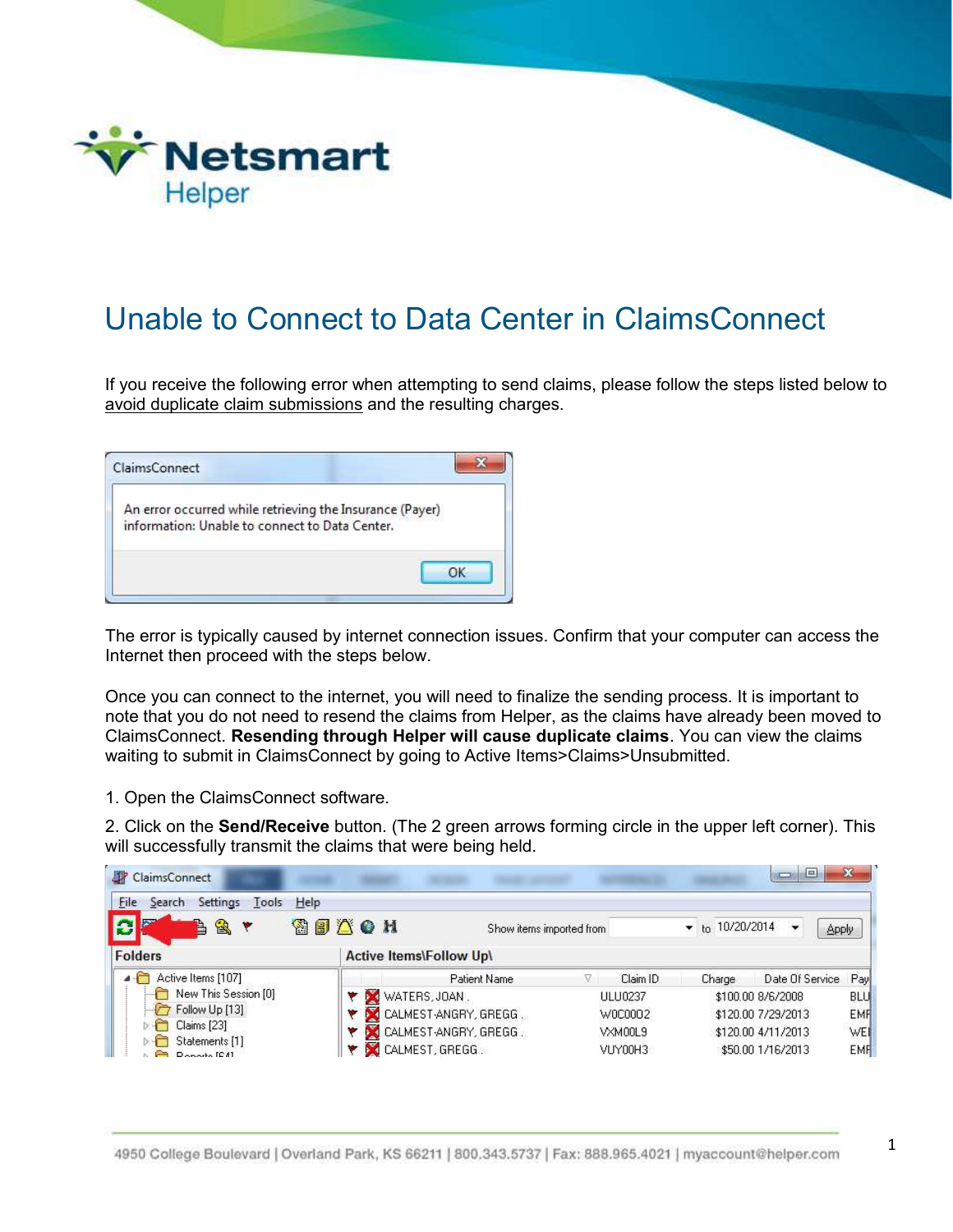# Unable to Connect to Data Center in ClaimsConnect

If you receive the following error when attempting to send claims, please follow the steps listed below to avoid duplicate claim submissions and the resulting charges.

The error is typically caused by internet connection issues. Confirm that your computer can access the Internet then proceed with the steps below.

Once you can connect to the internet, you will need to finalize the sending process. It is important to note that you do not need to resend the claims from Helper, as the claims have already been moved to ClaimsConnect. **Resending through Helper will cause duplicate claims**. You can view the claims waiting to submit in ClaimsConnect by going to Active Items>Claims>Unsubmitted.

1. Open the ClaimsConnect software.

2. Click on the **Send/Receive** button. (The 2 green arrows forming circle in the upper left corner). This will successfully transmit the claims that were being held.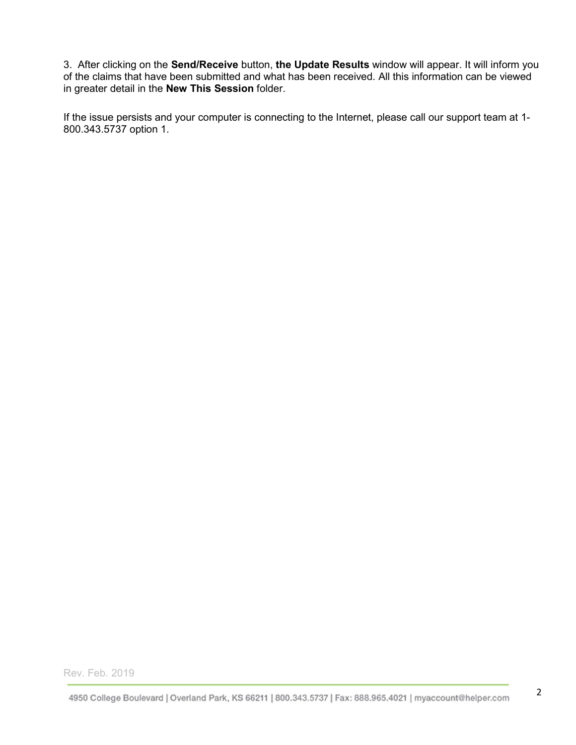3. After clicking on the **Send/Receive** button, **the Update Results** window will appear. It will inform you of the claims that have been submitted and what has been received. All this information can be viewed in greater detail in the **New This Session** folder.

If the issue persists and your computer is connecting to the Internet, please call our support team at 1-800.343.5737 option 1.

Rev. Feb. 2019

4950 College Boulevard | Overland Park, KS 66211 | 800.343.5737 | Fax: 888.965.4021 | myaccount@helper.com